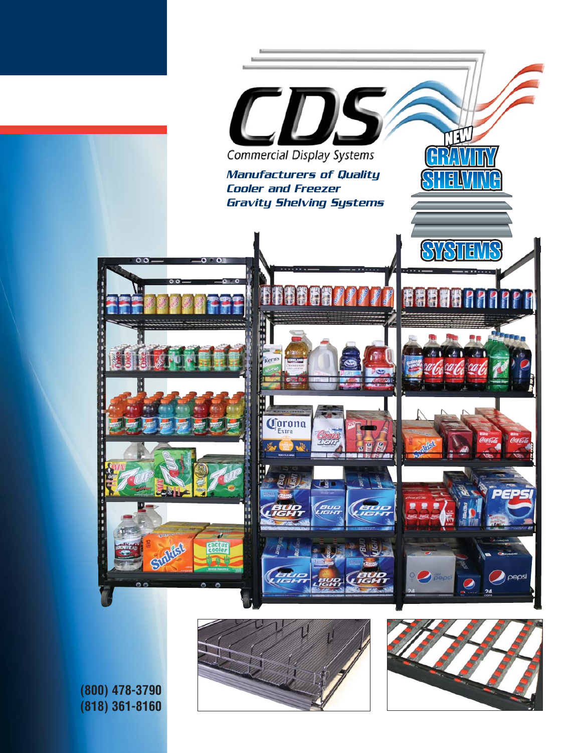# CDS

Commercial Display Systems

*Manufacturers of Quality Cooler and Freezer Gravity Shelving Systems*

## NEW GRAVITY SHELVING SYSTEMS

**(800) 478-3790**
**(818) 361-8160**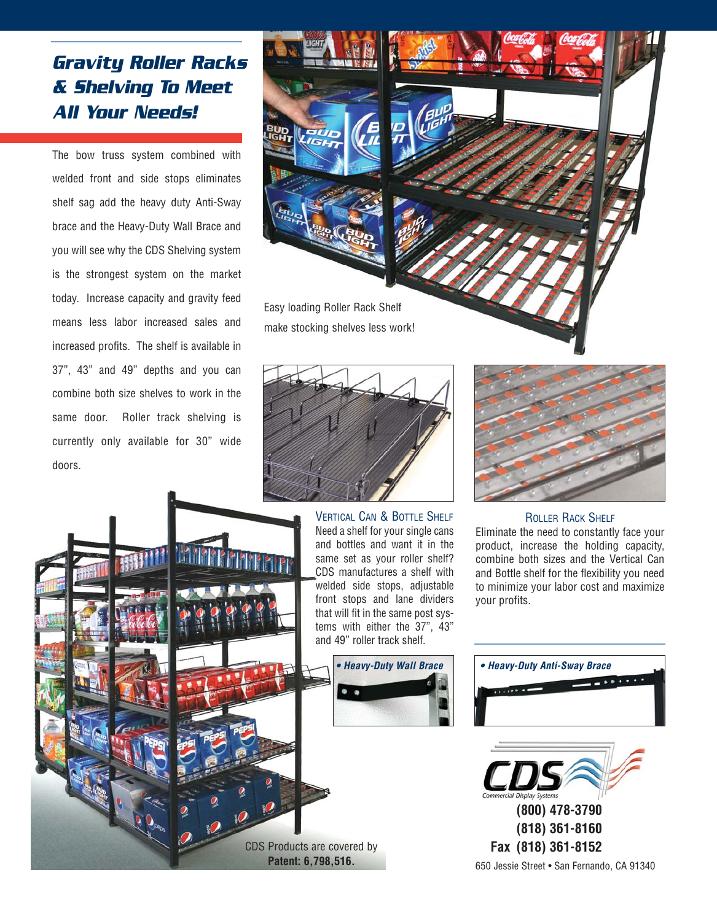# *Gravity Roller Racks & Shelving To Meet All Your Needs!*

The bow truss system combined with welded front and side stops eliminates shelf sag add the heavy duty Anti-Sway brace and the Heavy-Duty Wall Brace and you will see why the CDS Shelving system is the strongest system on the market today. Increase capacity and gravity feed means less labor increased sales and increased profits. The shelf is available in 37", 43" and 49" depths and you can combine both size shelves to work in the same door. Roller track shelving is currently only available for 30" wide doors.

Easy loading Roller Rack Shelf make stocking shelves less work!

### Vertical Can & Bottle Shelf

Need a shelf for your single cans and bottles and want it in the same set as your roller shelf? CDS manufactures a shelf with welded side stops, adjustable front stops and lane dividers that will fit in the same post systems with either the 37", 43" and 49" roller track shelf.

### Roller Rack Shelf

Eliminate the need to constantly face your product, increase the holding capacity, combine both sizes and the Vertical Can and Bottle shelf for the flexibility you need to minimize your labor cost and maximize your profits.

***• Heavy-Duty Wall Brace***

***• Heavy-Duty Anti-Sway Brace***

CDS Products are covered by
**Patent: 6,798,516.**

CDS
Commercial Display Systems

**(800) 478-3790**
**(818) 361-8160**
**Fax (818) 361-8152**
650 Jessie Street • San Fernando, CA 91340